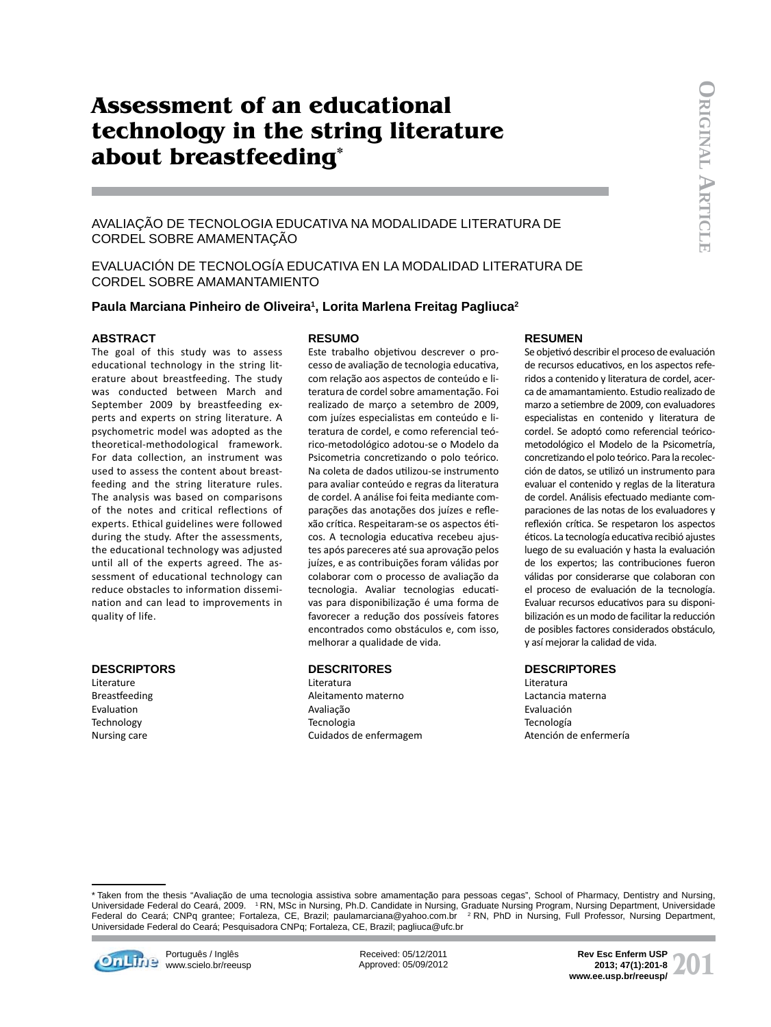# Assessment of an educational technology in the string literature about breastfeeding*

AVALIAÇÃO DE TECNOLOGIA EDUCATIVA NA MODALIDADE LITERATURA DE CORDEL SOBRE AMAMENTAÇÃO

EVALUACIÓN DE TECNOLOGÍA EDUCATIVA EN LA MODALIDAD LITERATURA DE CORDEL SOBRE AMAMANTAMIENTO

**Paula Marciana Pinheiro de Oliveira[1], Lorita Marlena Freitag Pagliuca[2]**

## ABSTRACT

The goal of this study was to assess educational technology in the string literature about breastfeeding. The study was conducted between March and September 2009 by breastfeeding experts and experts on string literature. A psychometric model was adopted as the theoretical-methodological framework. For data collection, an instrument was used to assess the content about breastfeeding and the string literature rules. The analysis was based on comparisons of the notes and critical reflections of experts. Ethical guidelines were followed during the study. After the assessments, the educational technology was adjusted until all of the experts agreed. The assessment of educational technology can reduce obstacles to information dissemination and can lead to improvements in quality of life.

## DESCRIPTORS

Literature
Breastfeeding
Evaluation
Technology
Nursing care

## RESUMO

Este trabalho objetivou descrever o processo de avaliação de tecnologia educativa, com relação aos aspectos de conteúdo e literatura de cordel sobre amamentação. Foi realizado de março a setembro de 2009, com juízes especialistas em conteúdo e literatura de cordel, e como referencial teórico-metodológico adotou-se o Modelo da Psicometria concretizando o polo teórico. Na coleta de dados utilizou-se instrumento para avaliar conteúdo e regras da literatura de cordel. A análise foi feita mediante comparações das anotações dos juízes e reflexão crítica. Respeitaram-se os aspectos éticos. A tecnologia educativa recebeu ajustes após pareceres até sua aprovação pelos juízes, e as contribuições foram válidas por colaborar com o processo de avaliação da tecnologia. Avaliar tecnologias educativas para disponibilização é uma forma de favorecer a redução dos possíveis fatores encontrados como obstáculos e, com isso, melhorar a qualidade de vida.

## DESCRITORES

Literatura
Aleitamento materno
Avaliação
Tecnologia
Cuidados de enfermagem

## RESUMEN

Se objetivó describir el proceso de evaluación de recursos educativos, en los aspectos referidos a contenido y literatura de cordel, acerca de amamantamiento. Estudio realizado de marzo a setiembre de 2009, con evaluadores especialistas en contenido y literatura de cordel. Se adoptó como referencial teórico-metodológico el Modelo de la Psicometría, concretizando el polo teórico. Para la recolección de datos, se utilizó un instrumento para evaluar el contenido y reglas de la literatura de cordel. Análisis efectuado mediante comparaciones de las notas de los evaluadores y reflexión crítica. Se respetaron los aspectos éticos. La tecnología educativa recibió ajustes luego de su evaluación y hasta la evaluación de los expertos; las contribuciones fueron válidas por considerarse que colaboran con el proceso de evaluación de la tecnología. Evaluar recursos educativos para su disponibilización es un modo de facilitar la reducción de posibles factores considerados obstáculo, y así mejorar la calidad de vida.

## DESCRIPTORES

Literatura
Lactancia materna
Evaluación
Tecnología
Atención de enfermería

---

* Taken from the thesis "Avaliação de uma tecnologia assistiva sobre amamentação para pessoas cegas", School of Pharmacy, Dentistry and Nursing, Universidade Federal do Ceará, 2009. [1] RN, MSc in Nursing, Ph.D. Candidate in Nursing, Graduate Nursing Program, Nursing Department, Universidade Federal do Ceará; CNPq grantee; Fortaleza, CE, Brazil; paulamarciana@yahoo.com.br [2] RN, PhD in Nursing, Full Professor, Nursing Department, Universidade Federal do Ceará; Pesquisadora CNPq; Fortaleza, CE, Brazil; pagliuca@ufc.br

Received: 05/12/2011
Approved: 05/09/2012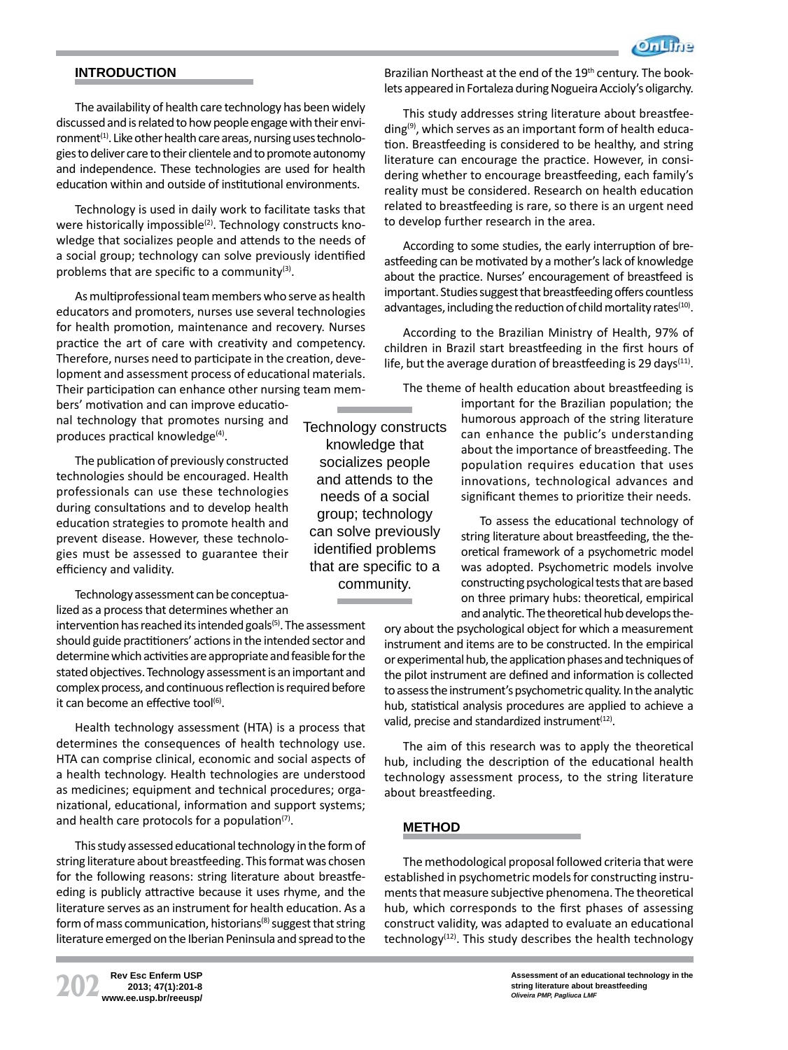## INTRODUCTION

The availability of health care technology has been widely discussed and is related to how people engage with their environment[1]. Like other health care areas, nursing uses technologies to deliver care to their clientele and to promote autonomy and independence. These technologies are used for health education within and outside of institutional environments.

Technology is used in daily work to facilitate tasks that were historically impossible[2]. Technology constructs knowledge that socializes people and attends to the needs of a social group; technology can solve previously identified problems that are specific to a community[3].

As multiprofessional team members who serve as health educators and promoters, nurses use several technologies for health promotion, maintenance and recovery. Nurses practice the art of care with creativity and competency. Therefore, nurses need to participate in the creation, development and assessment process of educational materials. Their participation can enhance other nursing team members' motivation and can improve educational technology that promotes nursing and produces practical knowledge[4].

The publication of previously constructed technologies should be encouraged. Health professionals can use these technologies during consultations and to develop health education strategies to promote health and prevent disease. However, these technologies must be assessed to guarantee their efficiency and validity.

Technology assessment can be conceptualized as a process that determines whether an intervention has reached its intended goals[5]. The assessment should guide practitioners' actions in the intended sector and determine which activities are appropriate and feasible for the stated objectives. Technology assessment is an important and complex process, and continuous reflection is required before it can become an effective tool[6].

Health technology assessment (HTA) is a process that determines the consequences of health technology use. HTA can comprise clinical, economic and social aspects of a health technology. Health technologies are understood as medicines; equipment and technical procedures; organizational, educational, information and support systems; and health care protocols for a population[7].

This study assessed educational technology in the form of string literature about breastfeeding. This format was chosen for the following reasons: string literature about breastfeeding is publicly attractive because it uses rhyme, and the literature serves as an instrument for health education. As a form of mass communication, historians[8] suggest that string literature emerged on the Iberian Peninsula and spread to the Brazilian Northeast at the end of the 19th century. The booklets appeared in Fortaleza during Nogueira Accioly's oligarchy.

This study addresses string literature about breastfeeding[9], which serves as an important form of health education. Breastfeeding is considered to be healthy, and string literature can encourage the practice. However, in considering whether to encourage breastfeeding, each family's reality must be considered. Research on health education related to breastfeeding is rare, so there is an urgent need to develop further research in the area.

According to some studies, the early interruption of breastfeeding can be motivated by a mother's lack of knowledge about the practice. Nurses' encouragement of breastfeed is important. Studies suggest that breastfeeding offers countless advantages, including the reduction of child mortality rates[10].

According to the Brazilian Ministry of Health, 97% of children in Brazil start breastfeeding in the first hours of life, but the average duration of breastfeeding is 29 days[11].

The theme of health education about breastfeeding is important for the Brazilian population; the humorous approach of the string literature can enhance the public's understanding about the importance of breastfeeding. The population requires education that uses innovations, technological advances and significant themes to prioritize their needs.

To assess the educational technology of string literature about breastfeeding, the theoretical framework of a psychometric model was adopted. Psychometric models involve constructing psychological tests that are based on three primary hubs: theoretical, empirical and analytic. The theoretical hub develops theory about the psychological object for which a measurement instrument and items are to be constructed. In the empirical or experimental hub, the application phases and techniques of the pilot instrument are defined and information is collected to assess the instrument's psychometric quality. In the analytic hub, statistical analysis procedures are applied to achieve a valid, precise and standardized instrument[12].

The aim of this research was to apply the theoretical hub, including the description of the educational health technology assessment process, to the string literature about breastfeeding.

## METHOD

The methodological proposal followed criteria that were established in psychometric models for constructing instruments that measure subjective phenomena. The theoretical hub, which corresponds to the first phases of assessing construct validity, was adapted to evaluate an educational technology[12]. This study describes the health technology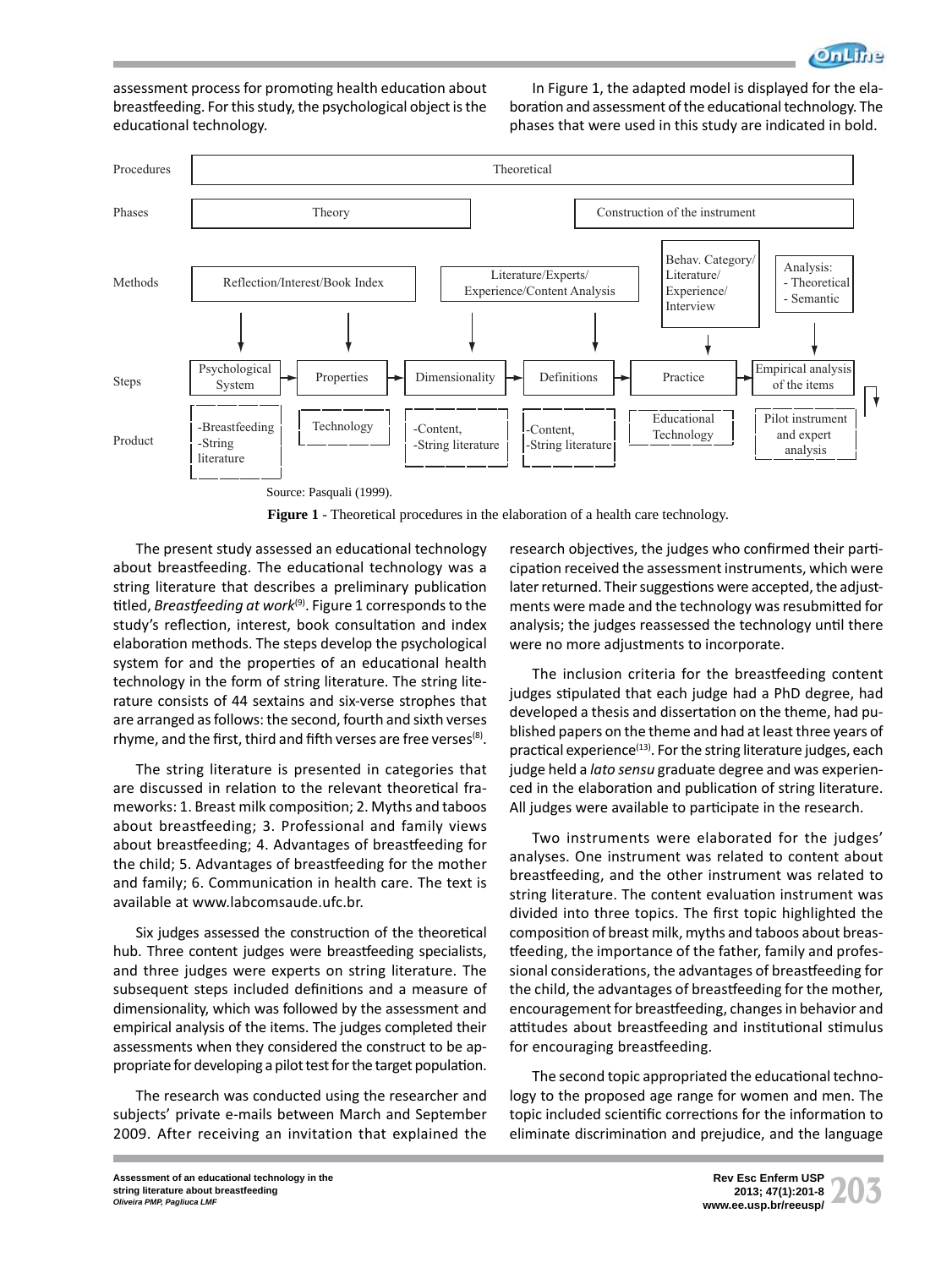assessment process for promoting health education about breastfeeding. For this study, the psychological object is the educational technology.

In Figure 1, the adapted model is displayed for the elaboration and assessment of the educational technology. The phases that were used in this study are indicated in bold.

| | | | | | | |
|---|---|---|---|---|---|---|
| Procedures | Theoretical | | | | | |
| Phases | Theory | | | Construction of the instrument | | |
| Methods | Reflection/Interest/Book Index | | Literature/Experts/ Experience/Content Analysis | | Behav. Category/ Literature/ Experience/ Interview | Analysis: - Theoretical - Semantic |
| Steps | Psychological System | Properties | Dimensionality | Definitions | Practice | Empirical analysis of the items |
| Product | -Breastfeeding -String literature | Technology | -Content, -String literature | -Content, -String literature | Educational Technology | Pilot instrument and expert analysis |

Source: Pasquali (1999).

**Figure 1** - Theoretical procedures in the elaboration of a health care technology.

The present study assessed an educational technology about breastfeeding. The educational technology was a string literature that describes a preliminary publication titled, *Breastfeeding at work*[9]. Figure 1 corresponds to the study's reflection, interest, book consultation and index elaboration methods. The steps develop the psychological system for and the properties of an educational health technology in the form of string literature. The string literature consists of 44 sextains and six-verse strophes that are arranged as follows: the second, fourth and sixth verses rhyme, and the first, third and fifth verses are free verses[8].

The string literature is presented in categories that are discussed in relation to the relevant theoretical frameworks: 1. Breast milk composition; 2. Myths and taboos about breastfeeding; 3. Professional and family views about breastfeeding; 4. Advantages of breastfeeding for the child; 5. Advantages of breastfeeding for the mother and family; 6. Communication in health care. The text is available at www.labcomsaude.ufc.br.

Six judges assessed the construction of the theoretical hub. Three content judges were breastfeeding specialists, and three judges were experts on string literature. The subsequent steps included definitions and a measure of dimensionality, which was followed by the assessment and empirical analysis of the items. The judges completed their assessments when they considered the construct to be appropriate for developing a pilot test for the target population.

The research was conducted using the researcher and subjects' private e-mails between March and September 2009. After receiving an invitation that explained the research objectives, the judges who confirmed their participation received the assessment instruments, which were later returned. Their suggestions were accepted, the adjustments were made and the technology was resubmitted for analysis; the judges reassessed the technology until there were no more adjustments to incorporate.

The inclusion criteria for the breastfeeding content judges stipulated that each judge had a PhD degree, had developed a thesis and dissertation on the theme, had published papers on the theme and had at least three years of practical experience[13]. For the string literature judges, each judge held a *lato sensu* graduate degree and was experienced in the elaboration and publication of string literature. All judges were available to participate in the research.

Two instruments were elaborated for the judges' analyses. One instrument was related to content about breastfeeding, and the other instrument was related to string literature. The content evaluation instrument was divided into three topics. The first topic highlighted the composition of breast milk, myths and taboos about breastfeeding, the importance of the father, family and professional considerations, the advantages of breastfeeding for the child, the advantages of breastfeeding for the mother, encouragement for breastfeeding, changes in behavior and attitudes about breastfeeding and institutional stimulus for encouraging breastfeeding.

The second topic appropriated the educational technology to the proposed age range for women and men. The topic included scientific corrections for the information to eliminate discrimination and prejudice, and the language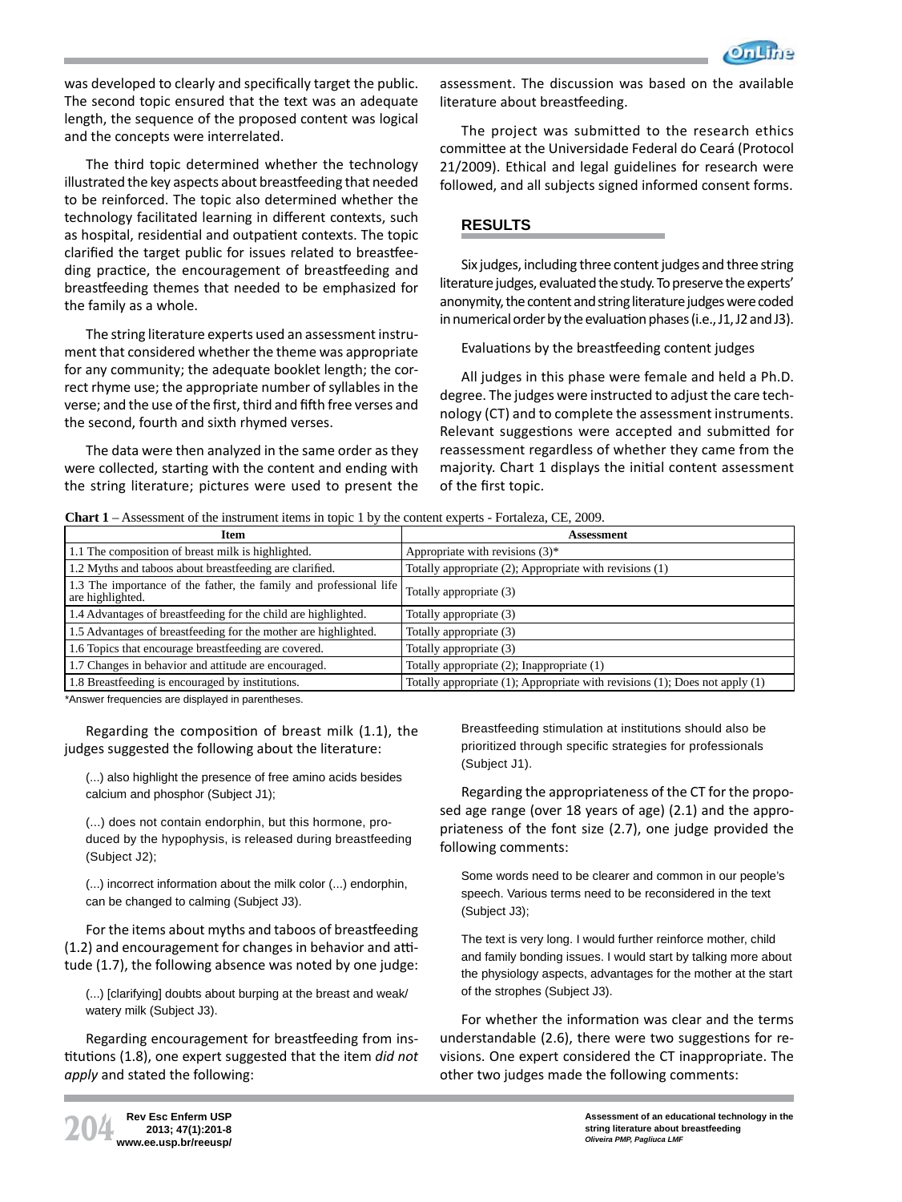was developed to clearly and specifically target the public. The second topic ensured that the text was an adequate length, the sequence of the proposed content was logical and the concepts were interrelated.

The third topic determined whether the technology illustrated the key aspects about breastfeeding that needed to be reinforced. The topic also determined whether the technology facilitated learning in different contexts, such as hospital, residential and outpatient contexts. The topic clarified the target public for issues related to breastfeeding practice, the encouragement of breastfeeding and breastfeeding themes that needed to be emphasized for the family as a whole.

The string literature experts used an assessment instrument that considered whether the theme was appropriate for any community; the adequate booklet length; the correct rhyme use; the appropriate number of syllables in the verse; and the use of the first, third and fifth free verses and the second, fourth and sixth rhymed verses.

The data were then analyzed in the same order as they were collected, starting with the content and ending with the string literature; pictures were used to present the assessment. The discussion was based on the available literature about breastfeeding.

The project was submitted to the research ethics committee at the Universidade Federal do Ceará (Protocol 21/2009). Ethical and legal guidelines for research were followed, and all subjects signed informed consent forms.

## RESULTS

Six judges, including three content judges and three string literature judges, evaluated the study. To preserve the experts' anonymity, the content and string literature judges were coded in numerical order by the evaluation phases (i.e., J1, J2 and J3).

Evaluations by the breastfeeding content judges

All judges in this phase were female and held a Ph.D. degree. The judges were instructed to adjust the care technology (CT) and to complete the assessment instruments. Relevant suggestions were accepted and submitted for reassessment regardless of whether they came from the majority. Chart 1 displays the initial content assessment of the first topic.

**Chart 1** – Assessment of the instrument items in topic 1 by the content experts - Fortaleza, CE, 2009.

| Item | Assessment |
|---|---|
| 1.1 The composition of breast milk is highlighted. | Appropriate with revisions (3)* |
| 1.2 Myths and taboos about breastfeeding are clarified. | Totally appropriate (2); Appropriate with revisions (1) |
| 1.3 The importance of the father, the family and professional life are highlighted. | Totally appropriate (3) |
| 1.4 Advantages of breastfeeding for the child are highlighted. | Totally appropriate (3) |
| 1.5 Advantages of breastfeeding for the mother are highlighted. | Totally appropriate (3) |
| 1.6 Topics that encourage breastfeeding are covered. | Totally appropriate (3) |
| 1.7 Changes in behavior and attitude are encouraged. | Totally appropriate (2); Inappropriate (1) |
| 1.8 Breastfeeding is encouraged by institutions. | Totally appropriate (1); Appropriate with revisions (1); Does not apply (1) |

*Answer frequencies are displayed in parentheses.

Regarding the composition of breast milk (1.1), the judges suggested the following about the literature:

> (...) also highlight the presence of free amino acids besides calcium and phosphor (Subject J1);

> (...) does not contain endorphin, but this hormone, produced by the hypophysis, is released during breastfeeding (Subject J2);

> (...) incorrect information about the milk color (...) endorphin, can be changed to calming (Subject J3).

For the items about myths and taboos of breastfeeding (1.2) and encouragement for changes in behavior and attitude (1.7), the following absence was noted by one judge:

> (...) [clarifying] doubts about burping at the breast and weak/watery milk (Subject J3).

Regarding encouragement for breastfeeding from institutions (1.8), one expert suggested that the item *did not apply* and stated the following:

> Breastfeeding stimulation at institutions should also be prioritized through specific strategies for professionals (Subject J1).

Regarding the appropriateness of the CT for the proposed age range (over 18 years of age) (2.1) and the appropriateness of the font size (2.7), one judge provided the following comments:

> Some words need to be clearer and common in our people's speech. Various terms need to be reconsidered in the text (Subject J3);

> The text is very long. I would further reinforce mother, child and family bonding issues. I would start by talking more about the physiology aspects, advantages for the mother at the start of the strophes (Subject J3).

For whether the information was clear and the terms understandable (2.6), there were two suggestions for revisions. One expert considered the CT inappropriate. The other two judges made the following comments: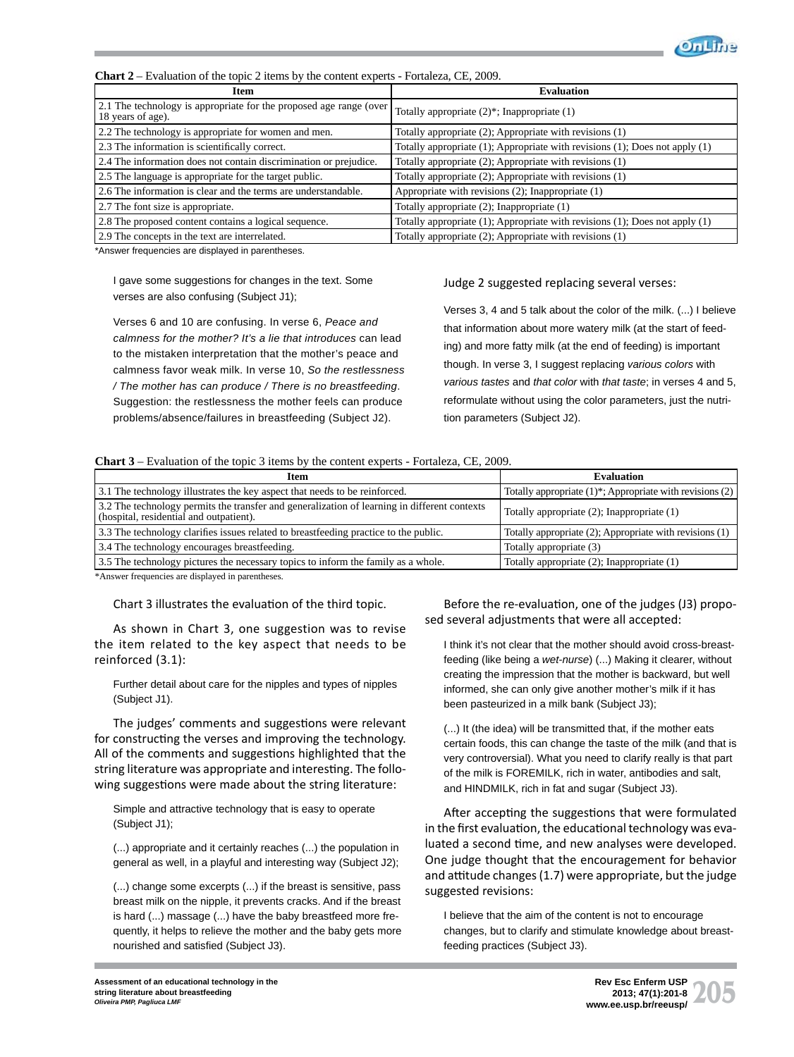**Chart 2** – Evaluation of the topic 2 items by the content experts - Fortaleza, CE, 2009.

| Item | Evaluation |
|---|---|
| 2.1 The technology is appropriate for the proposed age range (over 18 years of age). | Totally appropriate (2)*; Inappropriate (1) |
| 2.2 The technology is appropriate for women and men. | Totally appropriate (2); Appropriate with revisions (1) |
| 2.3 The information is scientifically correct. | Totally appropriate (1); Appropriate with revisions (1); Does not apply (1) |
| 2.4 The information does not contain discrimination or prejudice. | Totally appropriate (2); Appropriate with revisions (1) |
| 2.5 The language is appropriate for the target public. | Totally appropriate (2); Appropriate with revisions (1) |
| 2.6 The information is clear and the terms are understandable. | Appropriate with revisions (2); Inappropriate (1) |
| 2.7 The font size is appropriate. | Totally appropriate (2); Inappropriate (1) |
| 2.8 The proposed content contains a logical sequence. | Totally appropriate (1); Appropriate with revisions (1); Does not apply (1) |
| 2.9 The concepts in the text are interrelated. | Totally appropriate (2); Appropriate with revisions (1) |

*Answer frequencies are displayed in parentheses.

> I gave some suggestions for changes in the text. Some verses are also confusing (Subject J1);

> Verses 6 and 10 are confusing. In verse 6, *Peace and calmness for the mother? It's a lie that introduces* can lead to the mistaken interpretation that the mother's peace and calmness favor weak milk. In verse 10, *So the restlessness / The mother has can produce / There is no breastfeeding*. Suggestion: the restlessness the mother feels can produce problems/absence/failures in breastfeeding (Subject J2).

Judge 2 suggested replacing several verses:

> Verses 3, 4 and 5 talk about the color of the milk. (...) I believe that information about more watery milk (at the start of feeding) and more fatty milk (at the end of feeding) is important though. In verse 3, I suggest replacing *various colors* with *various tastes* and *that color* with *that taste*; in verses 4 and 5, reformulate without using the color parameters, just the nutrition parameters (Subject J2).

**Chart 3** – Evaluation of the topic 3 items by the content experts - Fortaleza, CE, 2009.

| Item | Evaluation |
|---|---|
| 3.1 The technology illustrates the key aspect that needs to be reinforced. | Totally appropriate (1)*; Appropriate with revisions (2) |
| 3.2 The technology permits the transfer and generalization of learning in different contexts (hospital, residential and outpatient). | Totally appropriate (2); Inappropriate (1) |
| 3.3 The technology clarifies issues related to breastfeeding practice to the public. | Totally appropriate (2); Appropriate with revisions (1) |
| 3.4 The technology encourages breastfeeding. | Totally appropriate (3) |
| 3.5 The technology pictures the necessary topics to inform the family as a whole. | Totally appropriate (2); Inappropriate (1) |

*Answer frequencies are displayed in parentheses.

Chart 3 illustrates the evaluation of the third topic.

As shown in Chart 3, one suggestion was to revise the item related to the key aspect that needs to be reinforced (3.1):

> Further detail about care for the nipples and types of nipples (Subject J1).

The judges' comments and suggestions were relevant for constructing the verses and improving the technology. All of the comments and suggestions highlighted that the string literature was appropriate and interesting. The following suggestions were made about the string literature:

> Simple and attractive technology that is easy to operate (Subject J1);

> (...) appropriate and it certainly reaches (...) the population in general as well, in a playful and interesting way (Subject J2);

> (...) change some excerpts (...) if the breast is sensitive, pass breast milk on the nipple, it prevents cracks. And if the breast is hard (...) massage (...) have the baby breastfeed more frequently, it helps to relieve the mother and the baby gets more nourished and satisfied (Subject J3).

Before the re-evaluation, one of the judges (J3) proposed several adjustments that were all accepted:

> I think it's not clear that the mother should avoid cross-breast-feeding (like being a *wet-nurse*) (...) Making it clearer, without creating the impression that the mother is backward, but well informed, she can only give another mother's milk if it has been pasteurized in a milk bank (Subject J3);

> (...) It (the idea) will be transmitted that, if the mother eats certain foods, this can change the taste of the milk (and that is very controversial). What you need to clarify really is that part of the milk is FOREMILK, rich in water, antibodies and salt, and HINDMILK, rich in fat and sugar (Subject J3).

After accepting the suggestions that were formulated in the first evaluation, the educational technology was evaluated a second time, and new analyses were developed. One judge thought that the encouragement for behavior and attitude changes (1.7) were appropriate, but the judge suggested revisions:

> I believe that the aim of the content is not to encourage changes, but to clarify and stimulate knowledge about breastfeeding practices (Subject J3).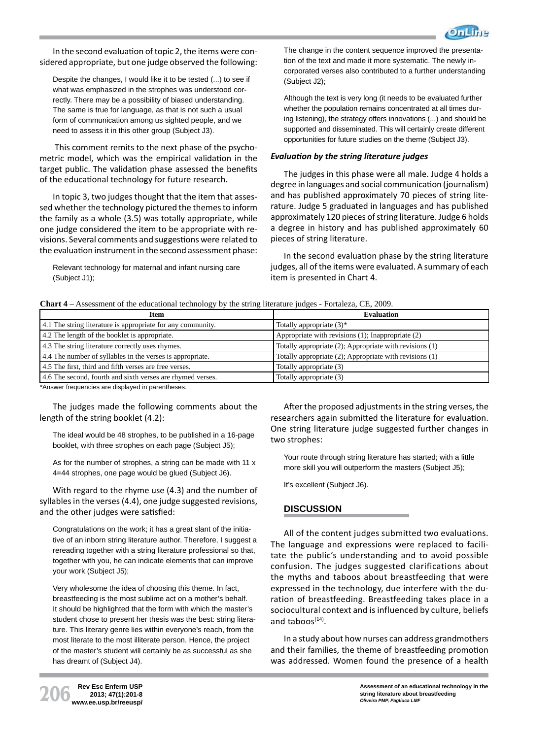In the second evaluation of topic 2, the items were considered appropriate, but one judge observed the following:

> Despite the changes, I would like it to be tested (...) to see if what was emphasized in the strophes was understood correctly. There may be a possibility of biased understanding. The same is true for language, as that is not such a usual form of communication among us sighted people, and we need to assess it in this other group (Subject J3).

This comment remits to the next phase of the psychometric model, which was the empirical validation in the target public. The validation phase assessed the benefits of the educational technology for future research.

In topic 3, two judges thought that the item that assessed whether the technology pictured the themes to inform the family as a whole (3.5) was totally appropriate, while one judge considered the item to be appropriate with revisions. Several comments and suggestions were related to the evaluation instrument in the second assessment phase:

> Relevant technology for maternal and infant nursing care (Subject J1);

> The change in the content sequence improved the presentation of the text and made it more systematic. The newly incorporated verses also contributed to a further understanding (Subject J2);

> Although the text is very long (it needs to be evaluated further whether the population remains concentrated at all times during listening), the strategy offers innovations (...) and should be supported and disseminated. This will certainly create different opportunities for future studies on the theme (Subject J3).

### *Evaluation by the string literature judges*

The judges in this phase were all male. Judge 4 holds a degree in languages and social communication (journalism) and has published approximately 70 pieces of string literature. Judge 5 graduated in languages and has published approximately 120 pieces of string literature. Judge 6 holds a degree in history and has published approximately 60 pieces of string literature.

In the second evaluation phase by the string literature judges, all of the items were evaluated. A summary of each item is presented in Chart 4.

**Chart 4** – Assessment of the educational technology by the string literature judges - Fortaleza, CE, 2009.

| Item | Evaluation |
|---|---|
| 4.1 The string literature is appropriate for any community. | Totally appropriate (3)* |
| 4.2 The length of the booklet is appropriate. | Appropriate with revisions (1); Inappropriate (2) |
| 4.3 The string literature correctly uses rhymes. | Totally appropriate (2); Appropriate with revisions (1) |
| 4.4 The number of syllables in the verses is appropriate. | Totally appropriate (2); Appropriate with revisions (1) |
| 4.5 The first, third and fifth verses are free verses. | Totally appropriate (3) |
| 4.6 The second, fourth and sixth verses are rhymed verses. | Totally appropriate (3) |

*Answer frequencies are displayed in parentheses.

The judges made the following comments about the length of the string booklet (4.2):

> The ideal would be 48 strophes, to be published in a 16-page booklet, with three strophes on each page (Subject J5);

> As for the number of strophes, a string can be made with 11 x 4=44 strophes, one page would be glued (Subject J6).

With regard to the rhyme use (4.3) and the number of syllables in the verses (4.4), one judge suggested revisions, and the other judges were satisfied:

> Congratulations on the work; it has a great slant of the initiative of an inborn string literature author. Therefore, I suggest a rereading together with a string literature professional so that, together with you, he can indicate elements that can improve your work (Subject J5);

> Very wholesome the idea of choosing this theme. In fact, breastfeeding is the most sublime act on a mother's behalf. It should be highlighted that the form with which the master's student chose to present her thesis was the best: string literature. This literary genre lies within everyone's reach, from the most literate to the most illiterate person. Hence, the project of the master's student will certainly be as successful as she has dreamt of (Subject J4).

After the proposed adjustments in the string verses, the researchers again submitted the literature for evaluation. One string literature judge suggested further changes in two strophes:

> Your route through string literature has started; with a little more skill you will outperform the masters (Subject J5);

> It's excellent (Subject J6).

## DISCUSSION

All of the content judges submitted two evaluations. The language and expressions were replaced to facilitate the public's understanding and to avoid possible confusion. The judges suggested clarifications about the myths and taboos about breastfeeding that were expressed in the technology, due interfere with the duration of breastfeeding. Breastfeeding takes place in a sociocultural context and is influenced by culture, beliefs and taboos[14].

In a study about how nurses can address grandmothers and their families, the theme of breastfeeding promotion was addressed. Women found the presence of a health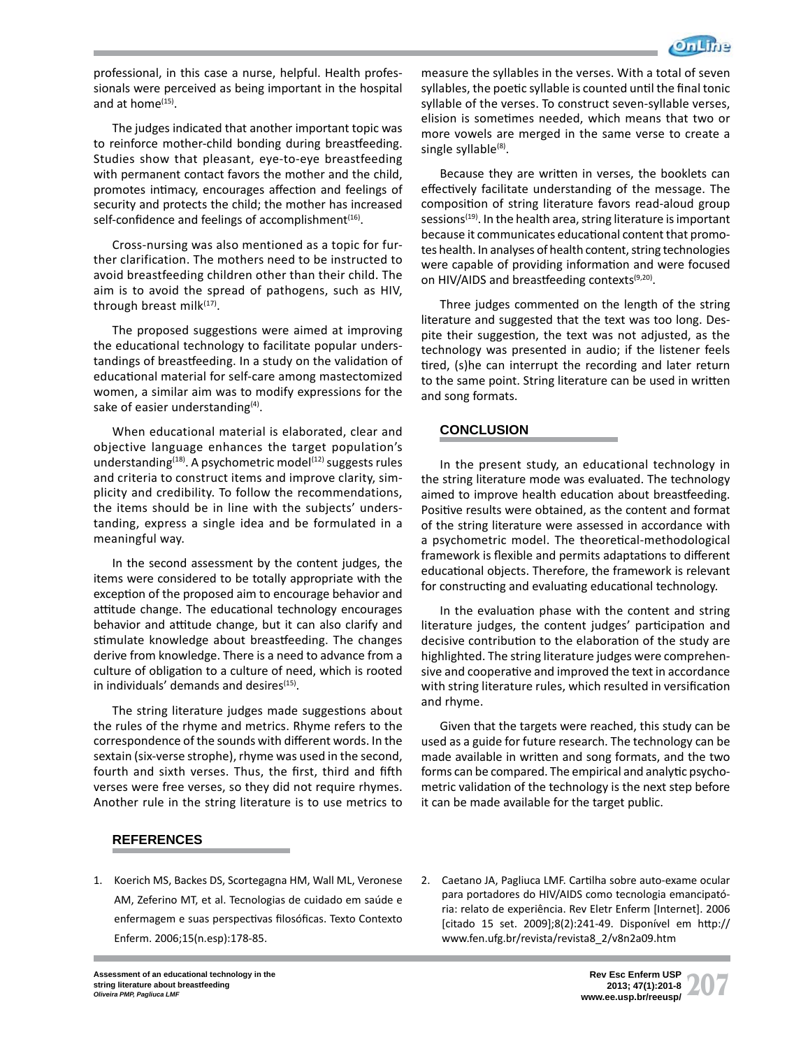professional, in this case a nurse, helpful. Health professionals were perceived as being important in the hospital and at home[15].

The judges indicated that another important topic was to reinforce mother-child bonding during breastfeeding. Studies show that pleasant, eye-to-eye breastfeeding with permanent contact favors the mother and the child, promotes intimacy, encourages affection and feelings of security and protects the child; the mother has increased self-confidence and feelings of accomplishment[16].

Cross-nursing was also mentioned as a topic for further clarification. The mothers need to be instructed to avoid breastfeeding children other than their child. The aim is to avoid the spread of pathogens, such as HIV, through breast milk[17].

The proposed suggestions were aimed at improving the educational technology to facilitate popular understandings of breastfeeding. In a study on the validation of educational material for self-care among mastectomized women, a similar aim was to modify expressions for the sake of easier understanding[4].

When educational material is elaborated, clear and objective language enhances the target population's understanding[18]. A psychometric model[12] suggests rules and criteria to construct items and improve clarity, simplicity and credibility. To follow the recommendations, the items should be in line with the subjects' understanding, express a single idea and be formulated in a meaningful way.

In the second assessment by the content judges, the items were considered to be totally appropriate with the exception of the proposed aim to encourage behavior and attitude change. The educational technology encourages behavior and attitude change, but it can also clarify and stimulate knowledge about breastfeeding. The changes derive from knowledge. There is a need to advance from a culture of obligation to a culture of need, which is rooted in individuals' demands and desires[15].

The string literature judges made suggestions about the rules of the rhyme and metrics. Rhyme refers to the correspondence of the sounds with different words. In the sextain (six-verse strophe), rhyme was used in the second, fourth and sixth verses. Thus, the first, third and fifth verses were free verses, so they did not require rhymes. Another rule in the string literature is to use metrics to measure the syllables in the verses. With a total of seven syllables, the poetic syllable is counted until the final tonic syllable of the verses. To construct seven-syllable verses, elision is sometimes needed, which means that two or more vowels are merged in the same verse to create a single syllable[8].

Because they are written in verses, the booklets can effectively facilitate understanding of the message. The composition of string literature favors read-aloud group sessions[19]. In the health area, string literature is important because it communicates educational content that promotes health. In analyses of health content, string technologies were capable of providing information and were focused on HIV/AIDS and breastfeeding contexts[9,20].

Three judges commented on the length of the string literature and suggested that the text was too long. Despite their suggestion, the text was not adjusted, as the technology was presented in audio; if the listener feels tired, (s)he can interrupt the recording and later return to the same point. String literature can be used in written and song formats.

## CONCLUSION

In the present study, an educational technology in the string literature mode was evaluated. The technology aimed to improve health education about breastfeeding. Positive results were obtained, as the content and format of the string literature were assessed in accordance with a psychometric model. The theoretical-methodological framework is flexible and permits adaptations to different educational objects. Therefore, the framework is relevant for constructing and evaluating educational technology.

In the evaluation phase with the content and string literature judges, the content judges' participation and decisive contribution to the elaboration of the study are highlighted. The string literature judges were comprehensive and cooperative and improved the text in accordance with string literature rules, which resulted in versification and rhyme.

Given that the targets were reached, this study can be used as a guide for future research. The technology can be made available in written and song formats, and the two forms can be compared. The empirical and analytic psychometric validation of the technology is the next step before it can be made available for the target public.

## REFERENCES

1. Koerich MS, Backes DS, Scortegagna HM, Wall ML, Veronese AM, Zeferino MT, et al. Tecnologias de cuidado em saúde e enfermagem e suas perspectivas filosóficas. Texto Contexto Enferm. 2006;15(n.esp):178-85.
2. Caetano JA, Pagliuca LMF. Cartilha sobre auto-exame ocular para portadores do HIV/AIDS como tecnologia emancipatória: relato de experiência. Rev Eletr Enferm [Internet]. 2006 [citado 15 set. 2009];8(2):241-49. Disponível em http://www.fen.ufg.br/revista/revista8_2/v8n2a09.htm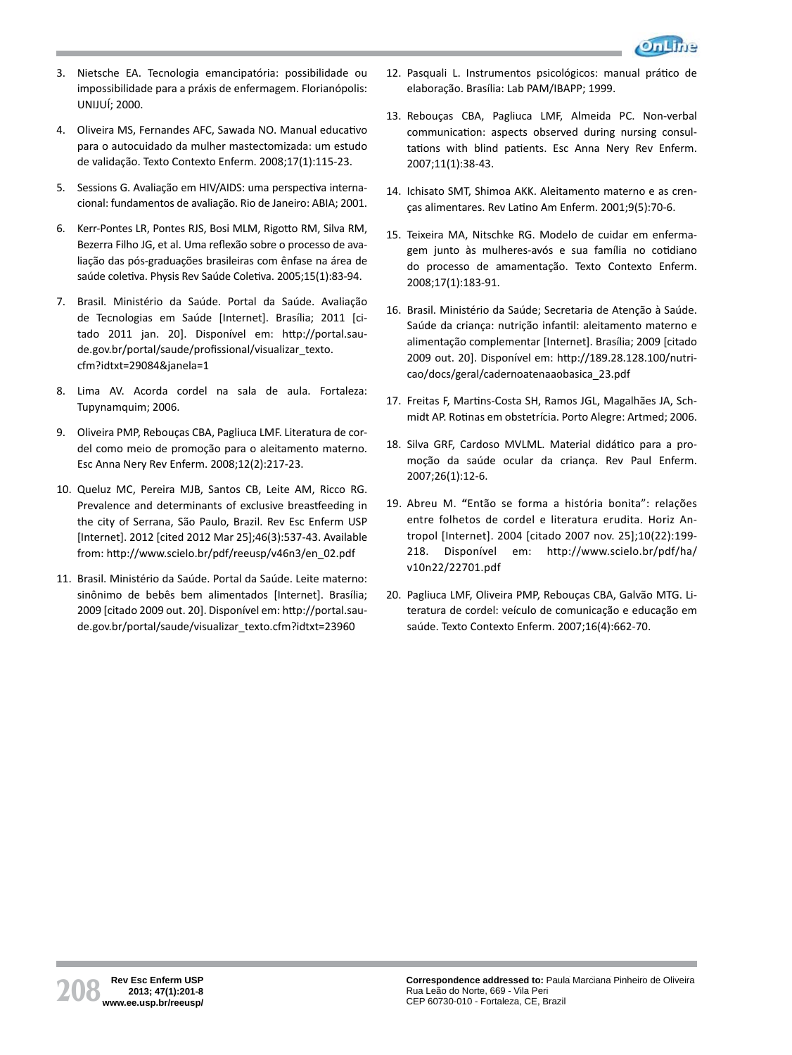3. Nietsche EA. Tecnologia emancipatória: possibilidade ou impossibilidade para a práxis de enfermagem. Florianópolis: UNIJUÍ; 2000.

4. Oliveira MS, Fernandes AFC, Sawada NO. Manual educativo para o autocuidado da mulher mastectomizada: um estudo de validação. Texto Contexto Enferm. 2008;17(1):115-23.

5. Sessions G. Avaliação em HIV/AIDS: uma perspectiva internacional: fundamentos de avaliação. Rio de Janeiro: ABIA; 2001.

6. Kerr-Pontes LR, Pontes RJS, Bosi MLM, Rigotto RM, Silva RM, Bezerra Filho JG, et al. Uma reflexão sobre o processo de avaliação das pós-graduações brasileiras com ênfase na área de saúde coletiva. Physis Rev Saúde Coletiva. 2005;15(1):83-94.

7. Brasil. Ministério da Saúde. Portal da Saúde. Avaliação de Tecnologias em Saúde [Internet]. Brasília; 2011 [citado 2011 jan. 20]. Disponível em: http://portal.saude.gov.br/portal/saude/profissional/visualizar_texto.cfm?idtxt=29084&janela=1

8. Lima AV. Acorda cordel na sala de aula. Fortaleza: Tupynamquim; 2006.

9. Oliveira PMP, Rebouças CBA, Pagliuca LMF. Literatura de cordel como meio de promoção para o aleitamento materno. Esc Anna Nery Rev Enferm. 2008;12(2):217-23.

10. Queluz MC, Pereira MJB, Santos CB, Leite AM, Ricco RG. Prevalence and determinants of exclusive breastfeeding in the city of Serrana, São Paulo, Brazil. Rev Esc Enferm USP [Internet]. 2012 [cited 2012 Mar 25];46(3):537-43. Available from: http://www.scielo.br/pdf/reeusp/v46n3/en_02.pdf

11. Brasil. Ministério da Saúde. Portal da Saúde. Leite materno: sinônimo de bebês bem alimentados [Internet]. Brasília; 2009 [citado 2009 out. 20]. Disponível em: http://portal.saude.gov.br/portal/saude/visualizar_texto.cfm?idtxt=23960

12. Pasquali L. Instrumentos psicológicos: manual prático de elaboração. Brasília: Lab PAM/IBAPP; 1999.

13. Rebouças CBA, Pagliuca LMF, Almeida PC. Non-verbal communication: aspects observed during nursing consultations with blind patients. Esc Anna Nery Rev Enferm. 2007;11(1):38-43.

14. Ichisato SMT, Shimoa AKK. Aleitamento materno e as crenças alimentares. Rev Latino Am Enferm. 2001;9(5):70-6.

15. Teixeira MA, Nitschke RG. Modelo de cuidar em enfermagem junto às mulheres-avós e sua família no cotidiano do processo de amamentação. Texto Contexto Enferm. 2008;17(1):183-91.

16. Brasil. Ministério da Saúde; Secretaria de Atenção à Saúde. Saúde da criança: nutrição infantil: aleitamento materno e alimentação complementar [Internet]. Brasília; 2009 [citado 2009 out. 20]. Disponível em: http://189.28.128.100/nutricao/docs/geral/cadernoatenaaobasica_23.pdf

17. Freitas F, Martins-Costa SH, Ramos JGL, Magalhães JA, Schmidt AP. Rotinas em obstetrícia. Porto Alegre: Artmed; 2006.

18. Silva GRF, Cardoso MVLML. Material didático para a promoção da saúde ocular da criança. Rev Paul Enferm. 2007;26(1):12-6.

19. Abreu M. "Então se forma a história bonita": relações entre folhetos de cordel e literatura erudita. Horiz Antropol [Internet]. 2004 [citado 2007 nov. 25];10(22):199-218. Disponível em: http://www.scielo.br/pdf/ha/v10n22/22701.pdf

20. Pagliuca LMF, Oliveira PMP, Rebouças CBA, Galvão MTG. Literatura de cordel: veículo de comunicação e educação em saúde. Texto Contexto Enferm. 2007;16(4):662-70.

**Correspondence addressed to:** Paula Marciana Pinheiro de Oliveira
Rua Leão do Norte, 669 - Vila Peri
CEP 60730-010 - Fortaleza, CE, Brazil